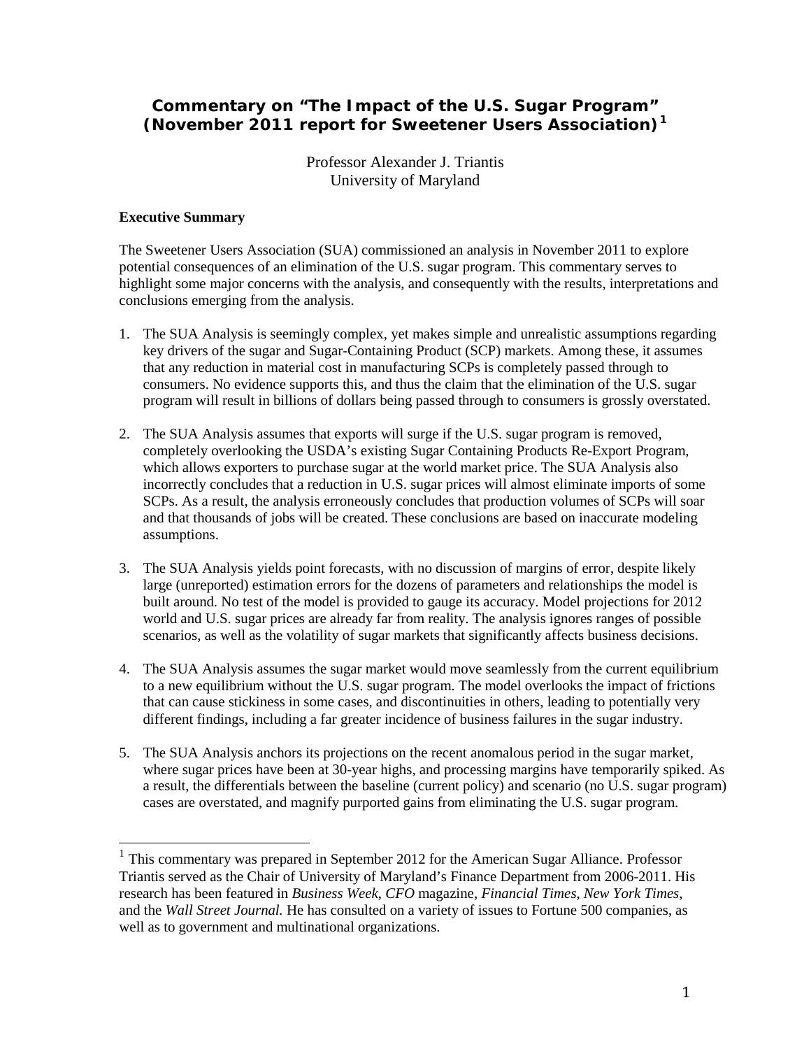# Commentary on "The Impact of the U.S. Sugar Program" (November 2011 report for Sweetener Users Association)[1]

Professor Alexander J. Triantis
University of Maryland

**Executive Summary**

The Sweetener Users Association (SUA) commissioned an analysis in November 2011 to explore potential consequences of an elimination of the U.S. sugar program. This commentary serves to highlight some major concerns with the analysis, and consequently with the results, interpretations and conclusions emerging from the analysis.

1. The SUA Analysis is seemingly complex, yet makes simple and unrealistic assumptions regarding key drivers of the sugar and Sugar-Containing Product (SCP) markets. Among these, it assumes that any reduction in material cost in manufacturing SCPs is completely passed through to consumers. No evidence supports this, and thus the claim that the elimination of the U.S. sugar program will result in billions of dollars being passed through to consumers is grossly overstated.

2. The SUA Analysis assumes that exports will surge if the U.S. sugar program is removed, completely overlooking the USDA's existing Sugar Containing Products Re-Export Program, which allows exporters to purchase sugar at the world market price. The SUA Analysis also incorrectly concludes that a reduction in U.S. sugar prices will almost eliminate imports of some SCPs. As a result, the analysis erroneously concludes that production volumes of SCPs will soar and that thousands of jobs will be created. These conclusions are based on inaccurate modeling assumptions.

3. The SUA Analysis yields point forecasts, with no discussion of margins of error, despite likely large (unreported) estimation errors for the dozens of parameters and relationships the model is built around. No test of the model is provided to gauge its accuracy. Model projections for 2012 world and U.S. sugar prices are already far from reality. The analysis ignores ranges of possible scenarios, as well as the volatility of sugar markets that significantly affects business decisions.

4. The SUA Analysis assumes the sugar market would move seamlessly from the current equilibrium to a new equilibrium without the U.S. sugar program. The model overlooks the impact of frictions that can cause stickiness in some cases, and discontinuities in others, leading to potentially very different findings, including a far greater incidence of business failures in the sugar industry.

5. The SUA Analysis anchors its projections on the recent anomalous period in the sugar market, where sugar prices have been at 30-year highs, and processing margins have temporarily spiked. As a result, the differentials between the baseline (current policy) and scenario (no U.S. sugar program) cases are overstated, and magnify purported gains from eliminating the U.S. sugar program.

---

[1] This commentary was prepared in September 2012 for the American Sugar Alliance. Professor Triantis served as the Chair of University of Maryland's Finance Department from 2006-2011. His research has been featured in *Business Week*, *CFO* magazine, *Financial Times*, *New York Times*, and the *Wall Street Journal.* He has consulted on a variety of issues to Fortune 500 companies, as well as to government and multinational organizations.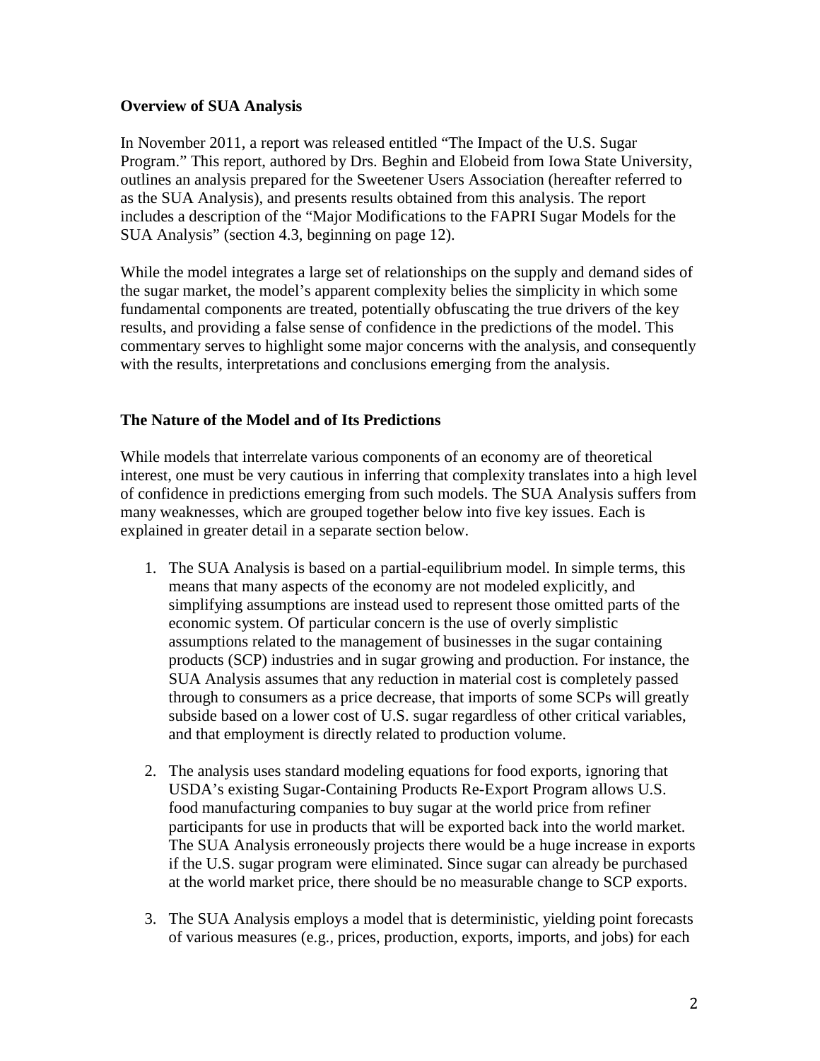**Overview of SUA Analysis**

In November 2011, a report was released entitled "The Impact of the U.S. Sugar Program." This report, authored by Drs. Beghin and Elobeid from Iowa State University, outlines an analysis prepared for the Sweetener Users Association (hereafter referred to as the SUA Analysis), and presents results obtained from this analysis. The report includes a description of the "Major Modifications to the FAPRI Sugar Models for the SUA Analysis" (section 4.3, beginning on page 12).

While the model integrates a large set of relationships on the supply and demand sides of the sugar market, the model's apparent complexity belies the simplicity in which some fundamental components are treated, potentially obfuscating the true drivers of the key results, and providing a false sense of confidence in the predictions of the model. This commentary serves to highlight some major concerns with the analysis, and consequently with the results, interpretations and conclusions emerging from the analysis.

**The Nature of the Model and of Its Predictions**

While models that interrelate various components of an economy are of theoretical interest, one must be very cautious in inferring that complexity translates into a high level of confidence in predictions emerging from such models. The SUA Analysis suffers from many weaknesses, which are grouped together below into five key issues. Each is explained in greater detail in a separate section below.

1. The SUA Analysis is based on a partial-equilibrium model. In simple terms, this means that many aspects of the economy are not modeled explicitly, and simplifying assumptions are instead used to represent those omitted parts of the economic system. Of particular concern is the use of overly simplistic assumptions related to the management of businesses in the sugar containing products (SCP) industries and in sugar growing and production. For instance, the SUA Analysis assumes that any reduction in material cost is completely passed through to consumers as a price decrease, that imports of some SCPs will greatly subside based on a lower cost of U.S. sugar regardless of other critical variables, and that employment is directly related to production volume.

2. The analysis uses standard modeling equations for food exports, ignoring that USDA's existing Sugar-Containing Products Re-Export Program allows U.S. food manufacturing companies to buy sugar at the world price from refiner participants for use in products that will be exported back into the world market. The SUA Analysis erroneously projects there would be a huge increase in exports if the U.S. sugar program were eliminated. Since sugar can already be purchased at the world market price, there should be no measurable change to SCP exports.

3. The SUA Analysis employs a model that is deterministic, yielding point forecasts of various measures (e.g., prices, production, exports, imports, and jobs) for each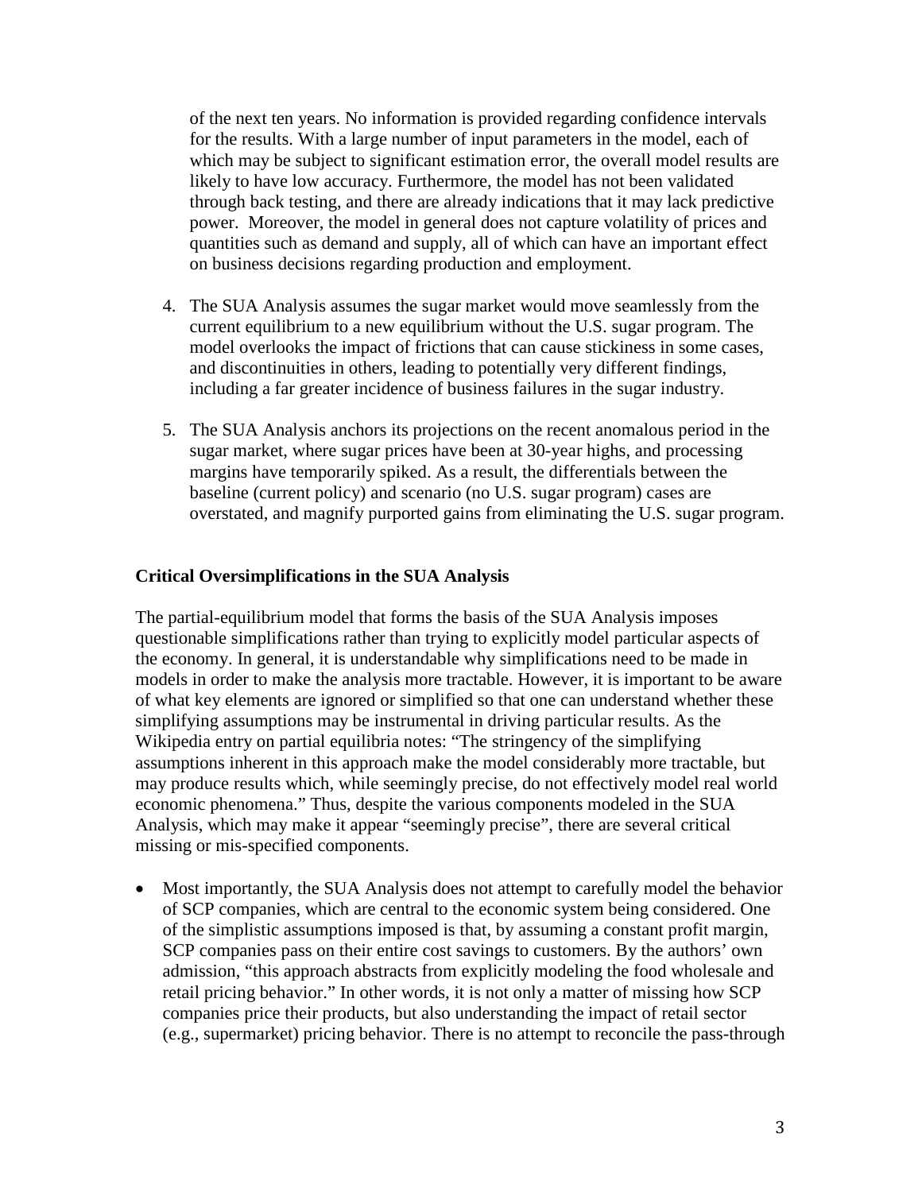of the next ten years. No information is provided regarding confidence intervals for the results. With a large number of input parameters in the model, each of which may be subject to significant estimation error, the overall model results are likely to have low accuracy. Furthermore, the model has not been validated through back testing, and there are already indications that it may lack predictive power. Moreover, the model in general does not capture volatility of prices and quantities such as demand and supply, all of which can have an important effect on business decisions regarding production and employment.

4. The SUA Analysis assumes the sugar market would move seamlessly from the current equilibrium to a new equilibrium without the U.S. sugar program. The model overlooks the impact of frictions that can cause stickiness in some cases, and discontinuities in others, leading to potentially very different findings, including a far greater incidence of business failures in the sugar industry.

5. The SUA Analysis anchors its projections on the recent anomalous period in the sugar market, where sugar prices have been at 30-year highs, and processing margins have temporarily spiked. As a result, the differentials between the baseline (current policy) and scenario (no U.S. sugar program) cases are overstated, and magnify purported gains from eliminating the U.S. sugar program.

**Critical Oversimplifications in the SUA Analysis**

The partial-equilibrium model that forms the basis of the SUA Analysis imposes questionable simplifications rather than trying to explicitly model particular aspects of the economy. In general, it is understandable why simplifications need to be made in models in order to make the analysis more tractable. However, it is important to be aware of what key elements are ignored or simplified so that one can understand whether these simplifying assumptions may be instrumental in driving particular results. As the Wikipedia entry on partial equilibria notes: "The stringency of the simplifying assumptions inherent in this approach make the model considerably more tractable, but may produce results which, while seemingly precise, do not effectively model real world economic phenomena." Thus, despite the various components modeled in the SUA Analysis, which may make it appear "seemingly precise", there are several critical missing or mis-specified components.

- Most importantly, the SUA Analysis does not attempt to carefully model the behavior of SCP companies, which are central to the economic system being considered. One of the simplistic assumptions imposed is that, by assuming a constant profit margin, SCP companies pass on their entire cost savings to customers. By the authors' own admission, "this approach abstracts from explicitly modeling the food wholesale and retail pricing behavior." In other words, it is not only a matter of missing how SCP companies price their products, but also understanding the impact of retail sector (e.g., supermarket) pricing behavior. There is no attempt to reconcile the pass-through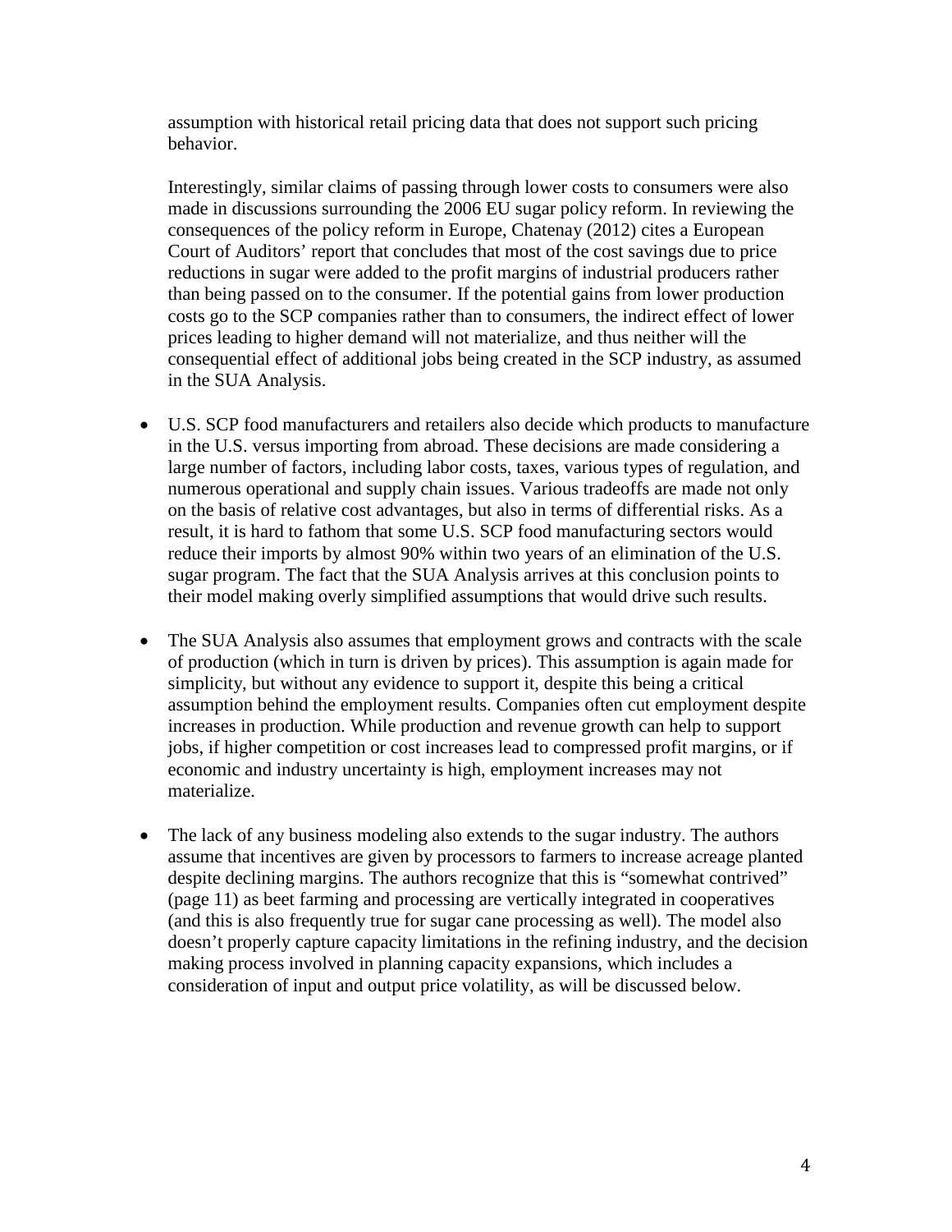assumption with historical retail pricing data that does not support such pricing behavior.

Interestingly, similar claims of passing through lower costs to consumers were also made in discussions surrounding the 2006 EU sugar policy reform. In reviewing the consequences of the policy reform in Europe, Chatenay (2012) cites a European Court of Auditors' report that concludes that most of the cost savings due to price reductions in sugar were added to the profit margins of industrial producers rather than being passed on to the consumer. If the potential gains from lower production costs go to the SCP companies rather than to consumers, the indirect effect of lower prices leading to higher demand will not materialize, and thus neither will the consequential effect of additional jobs being created in the SCP industry, as assumed in the SUA Analysis.

- U.S. SCP food manufacturers and retailers also decide which products to manufacture in the U.S. versus importing from abroad. These decisions are made considering a large number of factors, including labor costs, taxes, various types of regulation, and numerous operational and supply chain issues. Various tradeoffs are made not only on the basis of relative cost advantages, but also in terms of differential risks. As a result, it is hard to fathom that some U.S. SCP food manufacturing sectors would reduce their imports by almost 90% within two years of an elimination of the U.S. sugar program. The fact that the SUA Analysis arrives at this conclusion points to their model making overly simplified assumptions that would drive such results.

- The SUA Analysis also assumes that employment grows and contracts with the scale of production (which in turn is driven by prices). This assumption is again made for simplicity, but without any evidence to support it, despite this being a critical assumption behind the employment results. Companies often cut employment despite increases in production. While production and revenue growth can help to support jobs, if higher competition or cost increases lead to compressed profit margins, or if economic and industry uncertainty is high, employment increases may not materialize.

- The lack of any business modeling also extends to the sugar industry. The authors assume that incentives are given by processors to farmers to increase acreage planted despite declining margins. The authors recognize that this is "somewhat contrived" (page 11) as beet farming and processing are vertically integrated in cooperatives (and this is also frequently true for sugar cane processing as well). The model also doesn't properly capture capacity limitations in the refining industry, and the decision making process involved in planning capacity expansions, which includes a consideration of input and output price volatility, as will be discussed below.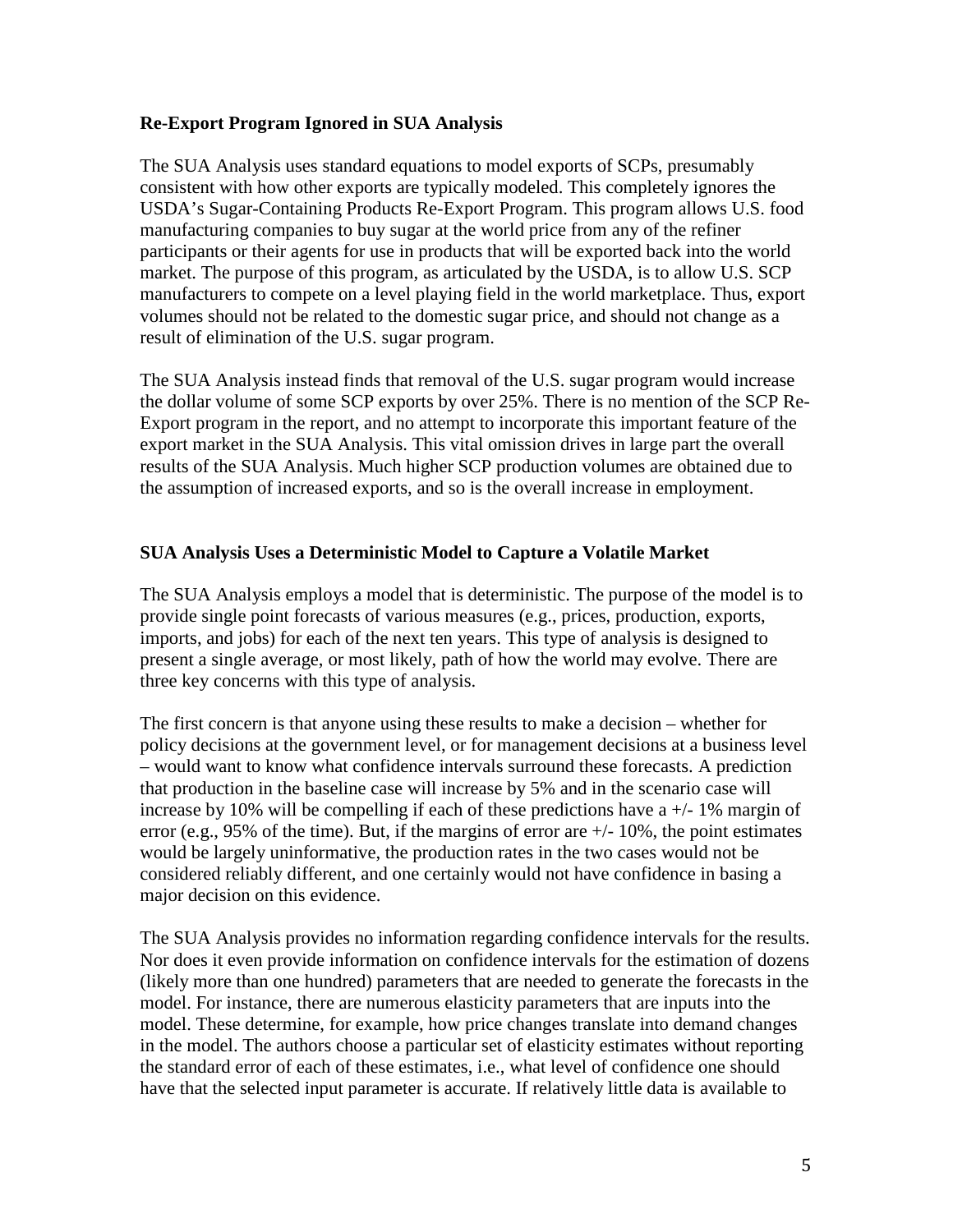**Re-Export Program Ignored in SUA Analysis**

The SUA Analysis uses standard equations to model exports of SCPs, presumably consistent with how other exports are typically modeled. This completely ignores the USDA's Sugar-Containing Products Re-Export Program. This program allows U.S. food manufacturing companies to buy sugar at the world price from any of the refiner participants or their agents for use in products that will be exported back into the world market. The purpose of this program, as articulated by the USDA, is to allow U.S. SCP manufacturers to compete on a level playing field in the world marketplace. Thus, export volumes should not be related to the domestic sugar price, and should not change as a result of elimination of the U.S. sugar program.

The SUA Analysis instead finds that removal of the U.S. sugar program would increase the dollar volume of some SCP exports by over 25%. There is no mention of the SCP Re-Export program in the report, and no attempt to incorporate this important feature of the export market in the SUA Analysis. This vital omission drives in large part the overall results of the SUA Analysis. Much higher SCP production volumes are obtained due to the assumption of increased exports, and so is the overall increase in employment.

**SUA Analysis Uses a Deterministic Model to Capture a Volatile Market**

The SUA Analysis employs a model that is deterministic. The purpose of the model is to provide single point forecasts of various measures (e.g., prices, production, exports, imports, and jobs) for each of the next ten years. This type of analysis is designed to present a single average, or most likely, path of how the world may evolve. There are three key concerns with this type of analysis.

The first concern is that anyone using these results to make a decision – whether for policy decisions at the government level, or for management decisions at a business level – would want to know what confidence intervals surround these forecasts. A prediction that production in the baseline case will increase by 5% and in the scenario case will increase by 10% will be compelling if each of these predictions have a +/- 1% margin of error (e.g., 95% of the time). But, if the margins of error are +/- 10%, the point estimates would be largely uninformative, the production rates in the two cases would not be considered reliably different, and one certainly would not have confidence in basing a major decision on this evidence.

The SUA Analysis provides no information regarding confidence intervals for the results. Nor does it even provide information on confidence intervals for the estimation of dozens (likely more than one hundred) parameters that are needed to generate the forecasts in the model. For instance, there are numerous elasticity parameters that are inputs into the model. These determine, for example, how price changes translate into demand changes in the model. The authors choose a particular set of elasticity estimates without reporting the standard error of each of these estimates, i.e., what level of confidence one should have that the selected input parameter is accurate. If relatively little data is available to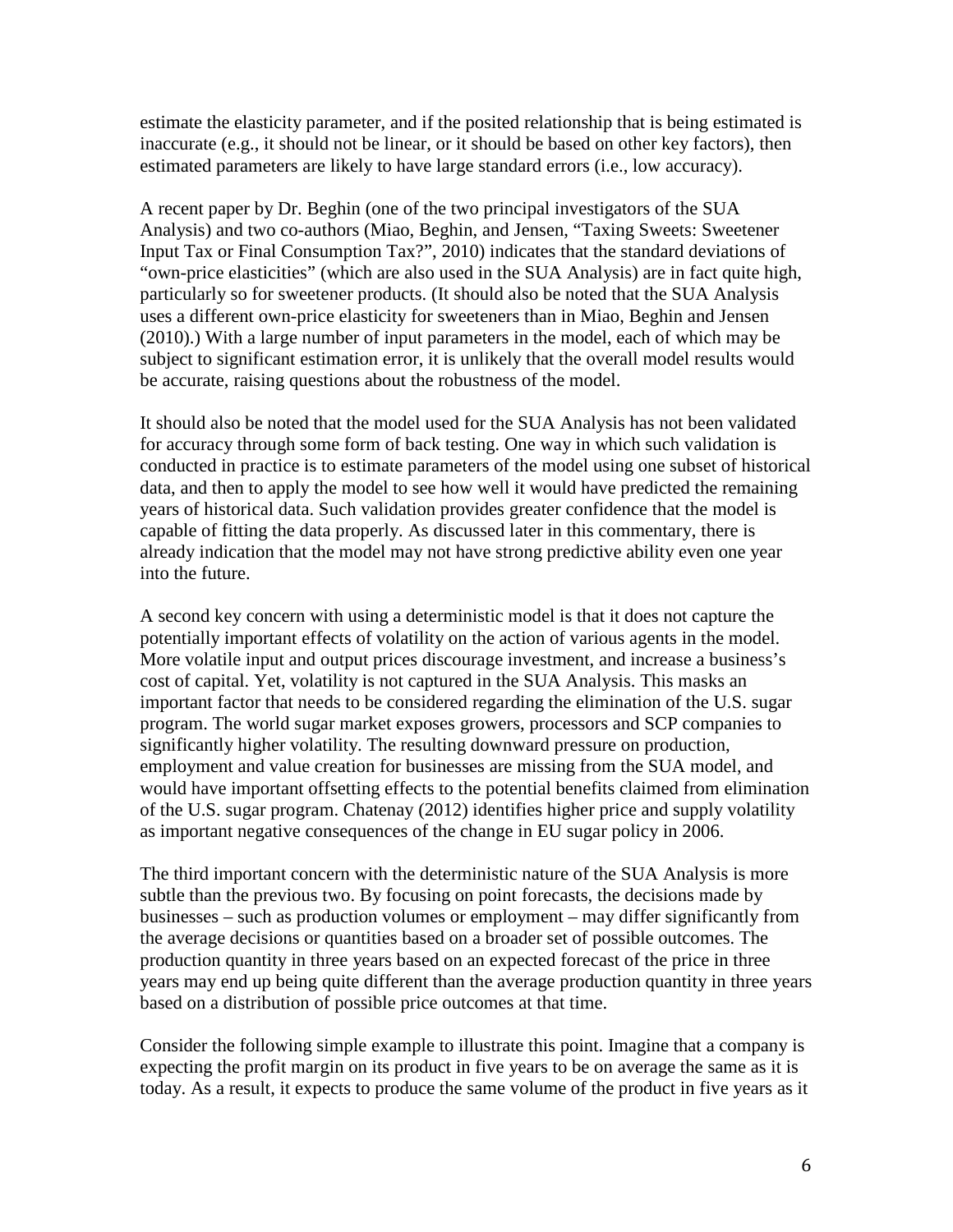estimate the elasticity parameter, and if the posited relationship that is being estimated is inaccurate (e.g., it should not be linear, or it should be based on other key factors), then estimated parameters are likely to have large standard errors (i.e., low accuracy).

A recent paper by Dr. Beghin (one of the two principal investigators of the SUA Analysis) and two co-authors (Miao, Beghin, and Jensen, "Taxing Sweets: Sweetener Input Tax or Final Consumption Tax?", 2010) indicates that the standard deviations of "own-price elasticities" (which are also used in the SUA Analysis) are in fact quite high, particularly so for sweetener products. (It should also be noted that the SUA Analysis uses a different own-price elasticity for sweeteners than in Miao, Beghin and Jensen (2010).) With a large number of input parameters in the model, each of which may be subject to significant estimation error, it is unlikely that the overall model results would be accurate, raising questions about the robustness of the model.

It should also be noted that the model used for the SUA Analysis has not been validated for accuracy through some form of back testing. One way in which such validation is conducted in practice is to estimate parameters of the model using one subset of historical data, and then to apply the model to see how well it would have predicted the remaining years of historical data. Such validation provides greater confidence that the model is capable of fitting the data properly. As discussed later in this commentary, there is already indication that the model may not have strong predictive ability even one year into the future.

A second key concern with using a deterministic model is that it does not capture the potentially important effects of volatility on the action of various agents in the model. More volatile input and output prices discourage investment, and increase a business's cost of capital. Yet, volatility is not captured in the SUA Analysis. This masks an important factor that needs to be considered regarding the elimination of the U.S. sugar program. The world sugar market exposes growers, processors and SCP companies to significantly higher volatility. The resulting downward pressure on production, employment and value creation for businesses are missing from the SUA model, and would have important offsetting effects to the potential benefits claimed from elimination of the U.S. sugar program. Chatenay (2012) identifies higher price and supply volatility as important negative consequences of the change in EU sugar policy in 2006.

The third important concern with the deterministic nature of the SUA Analysis is more subtle than the previous two. By focusing on point forecasts, the decisions made by businesses – such as production volumes or employment – may differ significantly from the average decisions or quantities based on a broader set of possible outcomes. The production quantity in three years based on an expected forecast of the price in three years may end up being quite different than the average production quantity in three years based on a distribution of possible price outcomes at that time.

Consider the following simple example to illustrate this point. Imagine that a company is expecting the profit margin on its product in five years to be on average the same as it is today. As a result, it expects to produce the same volume of the product in five years as it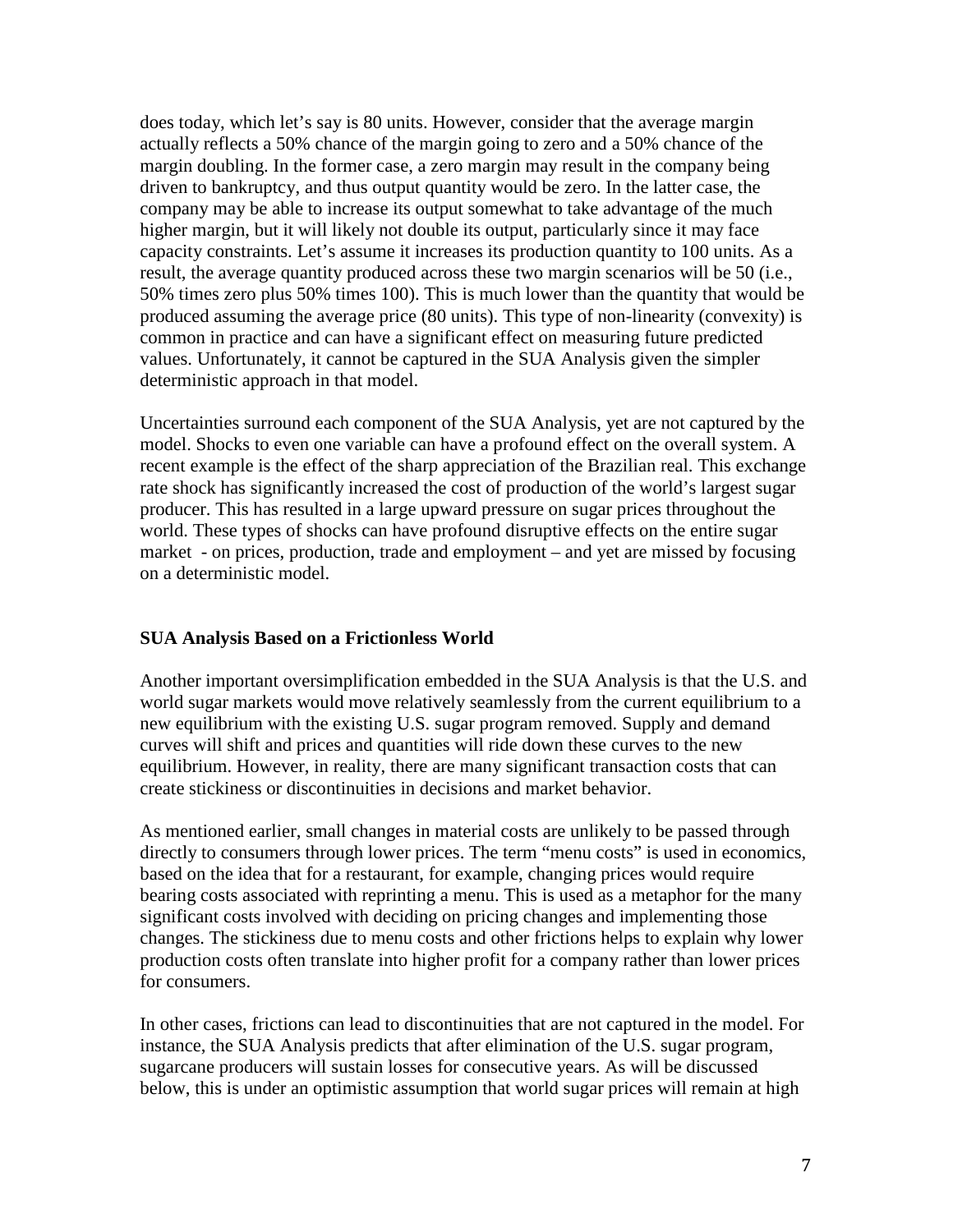does today, which let's say is 80 units. However, consider that the average margin actually reflects a 50% chance of the margin going to zero and a 50% chance of the margin doubling. In the former case, a zero margin may result in the company being driven to bankruptcy, and thus output quantity would be zero. In the latter case, the company may be able to increase its output somewhat to take advantage of the much higher margin, but it will likely not double its output, particularly since it may face capacity constraints. Let's assume it increases its production quantity to 100 units. As a result, the average quantity produced across these two margin scenarios will be 50 (i.e., 50% times zero plus 50% times 100). This is much lower than the quantity that would be produced assuming the average price (80 units). This type of non-linearity (convexity) is common in practice and can have a significant effect on measuring future predicted values. Unfortunately, it cannot be captured in the SUA Analysis given the simpler deterministic approach in that model.

Uncertainties surround each component of the SUA Analysis, yet are not captured by the model. Shocks to even one variable can have a profound effect on the overall system. A recent example is the effect of the sharp appreciation of the Brazilian real. This exchange rate shock has significantly increased the cost of production of the world's largest sugar producer. This has resulted in a large upward pressure on sugar prices throughout the world. These types of shocks can have profound disruptive effects on the entire sugar market - on prices, production, trade and employment – and yet are missed by focusing on a deterministic model.

**SUA Analysis Based on a Frictionless World**

Another important oversimplification embedded in the SUA Analysis is that the U.S. and world sugar markets would move relatively seamlessly from the current equilibrium to a new equilibrium with the existing U.S. sugar program removed. Supply and demand curves will shift and prices and quantities will ride down these curves to the new equilibrium. However, in reality, there are many significant transaction costs that can create stickiness or discontinuities in decisions and market behavior.

As mentioned earlier, small changes in material costs are unlikely to be passed through directly to consumers through lower prices. The term "menu costs" is used in economics, based on the idea that for a restaurant, for example, changing prices would require bearing costs associated with reprinting a menu. This is used as a metaphor for the many significant costs involved with deciding on pricing changes and implementing those changes. The stickiness due to menu costs and other frictions helps to explain why lower production costs often translate into higher profit for a company rather than lower prices for consumers.

In other cases, frictions can lead to discontinuities that are not captured in the model. For instance, the SUA Analysis predicts that after elimination of the U.S. sugar program, sugarcane producers will sustain losses for consecutive years. As will be discussed below, this is under an optimistic assumption that world sugar prices will remain at high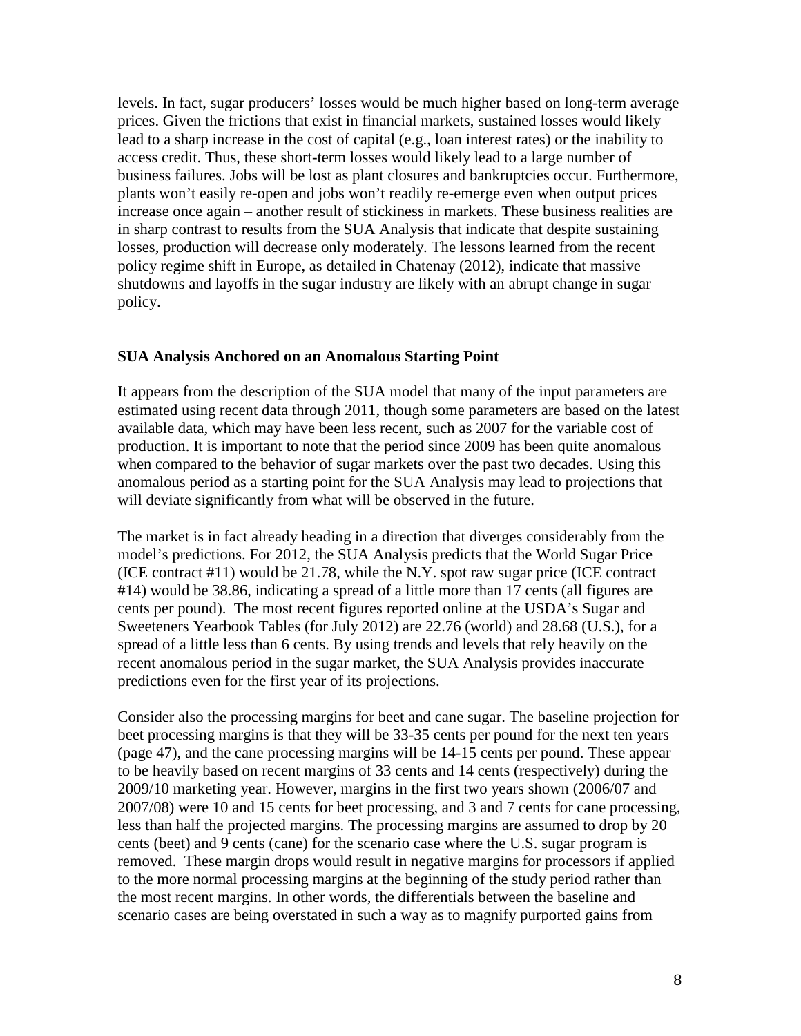levels. In fact, sugar producers' losses would be much higher based on long-term average prices. Given the frictions that exist in financial markets, sustained losses would likely lead to a sharp increase in the cost of capital (e.g., loan interest rates) or the inability to access credit. Thus, these short-term losses would likely lead to a large number of business failures. Jobs will be lost as plant closures and bankruptcies occur. Furthermore, plants won't easily re-open and jobs won't readily re-emerge even when output prices increase once again – another result of stickiness in markets. These business realities are in sharp contrast to results from the SUA Analysis that indicate that despite sustaining losses, production will decrease only moderately. The lessons learned from the recent policy regime shift in Europe, as detailed in Chatenay (2012), indicate that massive shutdowns and layoffs in the sugar industry are likely with an abrupt change in sugar policy.

**SUA Analysis Anchored on an Anomalous Starting Point**

It appears from the description of the SUA model that many of the input parameters are estimated using recent data through 2011, though some parameters are based on the latest available data, which may have been less recent, such as 2007 for the variable cost of production. It is important to note that the period since 2009 has been quite anomalous when compared to the behavior of sugar markets over the past two decades. Using this anomalous period as a starting point for the SUA Analysis may lead to projections that will deviate significantly from what will be observed in the future.

The market is in fact already heading in a direction that diverges considerably from the model's predictions. For 2012, the SUA Analysis predicts that the World Sugar Price (ICE contract #11) would be 21.78, while the N.Y. spot raw sugar price (ICE contract #14) would be 38.86, indicating a spread of a little more than 17 cents (all figures are cents per pound). The most recent figures reported online at the USDA's Sugar and Sweeteners Yearbook Tables (for July 2012) are 22.76 (world) and 28.68 (U.S.), for a spread of a little less than 6 cents. By using trends and levels that rely heavily on the recent anomalous period in the sugar market, the SUA Analysis provides inaccurate predictions even for the first year of its projections.

Consider also the processing margins for beet and cane sugar. The baseline projection for beet processing margins is that they will be 33-35 cents per pound for the next ten years (page 47), and the cane processing margins will be 14-15 cents per pound. These appear to be heavily based on recent margins of 33 cents and 14 cents (respectively) during the 2009/10 marketing year. However, margins in the first two years shown (2006/07 and 2007/08) were 10 and 15 cents for beet processing, and 3 and 7 cents for cane processing, less than half the projected margins. The processing margins are assumed to drop by 20 cents (beet) and 9 cents (cane) for the scenario case where the U.S. sugar program is removed. These margin drops would result in negative margins for processors if applied to the more normal processing margins at the beginning of the study period rather than the most recent margins. In other words, the differentials between the baseline and scenario cases are being overstated in such a way as to magnify purported gains from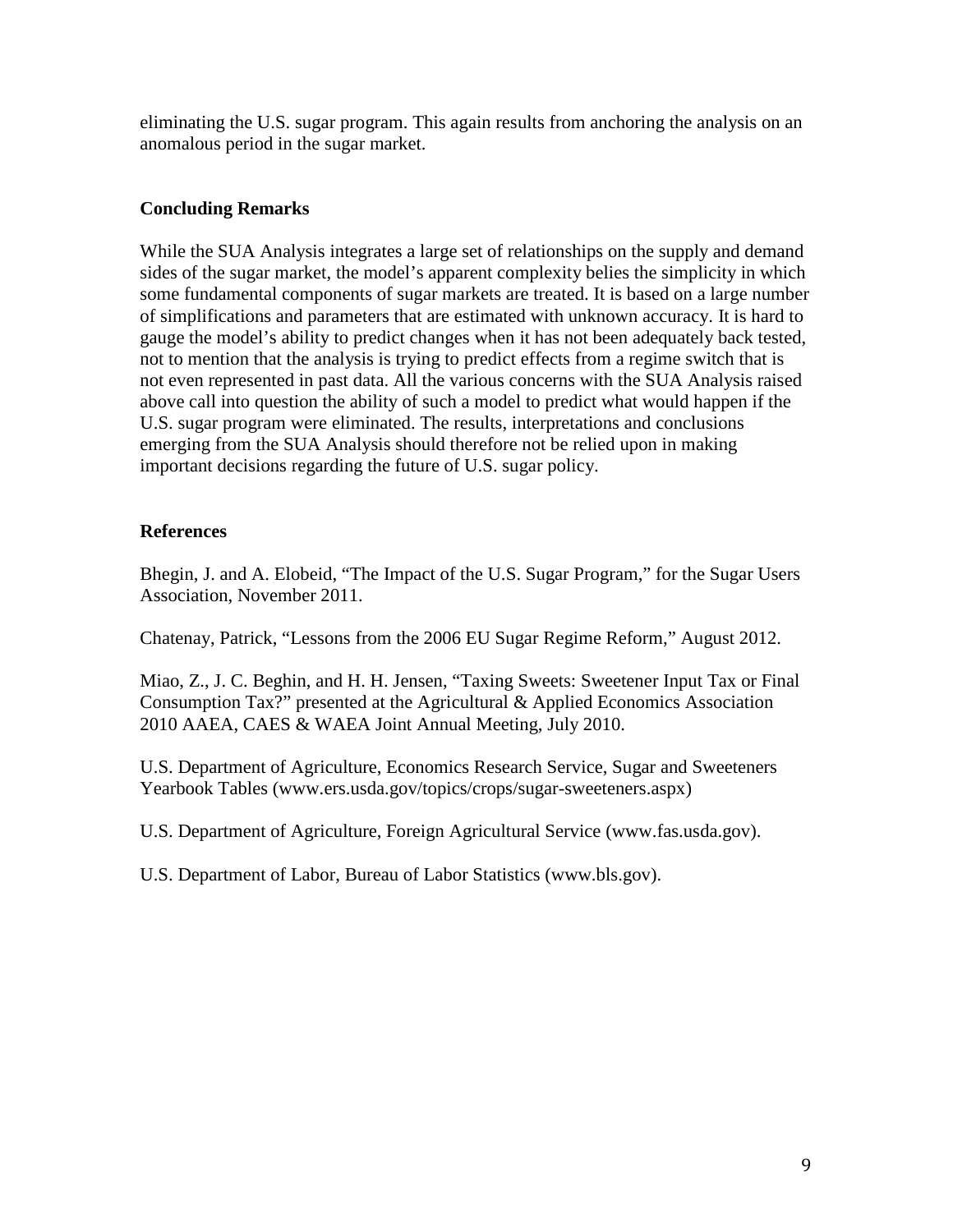eliminating the U.S. sugar program. This again results from anchoring the analysis on an anomalous period in the sugar market.

## Concluding Remarks

While the SUA Analysis integrates a large set of relationships on the supply and demand sides of the sugar market, the model's apparent complexity belies the simplicity in which some fundamental components of sugar markets are treated. It is based on a large number of simplifications and parameters that are estimated with unknown accuracy. It is hard to gauge the model's ability to predict changes when it has not been adequately back tested, not to mention that the analysis is trying to predict effects from a regime switch that is not even represented in past data. All the various concerns with the SUA Analysis raised above call into question the ability of such a model to predict what would happen if the U.S. sugar program were eliminated. The results, interpretations and conclusions emerging from the SUA Analysis should therefore not be relied upon in making important decisions regarding the future of U.S. sugar policy.

## References

Bhegin, J. and A. Elobeid, "The Impact of the U.S. Sugar Program," for the Sugar Users Association, November 2011.

Chatenay, Patrick, "Lessons from the 2006 EU Sugar Regime Reform," August 2012.

Miao, Z., J. C. Beghin, and H. H. Jensen, "Taxing Sweets: Sweetener Input Tax or Final Consumption Tax?" presented at the Agricultural & Applied Economics Association 2010 AAEA, CAES & WAEA Joint Annual Meeting, July 2010.

U.S. Department of Agriculture, Economics Research Service, Sugar and Sweeteners Yearbook Tables (www.ers.usda.gov/topics/crops/sugar-sweeteners.aspx)

U.S. Department of Agriculture, Foreign Agricultural Service (www.fas.usda.gov).

U.S. Department of Labor, Bureau of Labor Statistics (www.bls.gov).